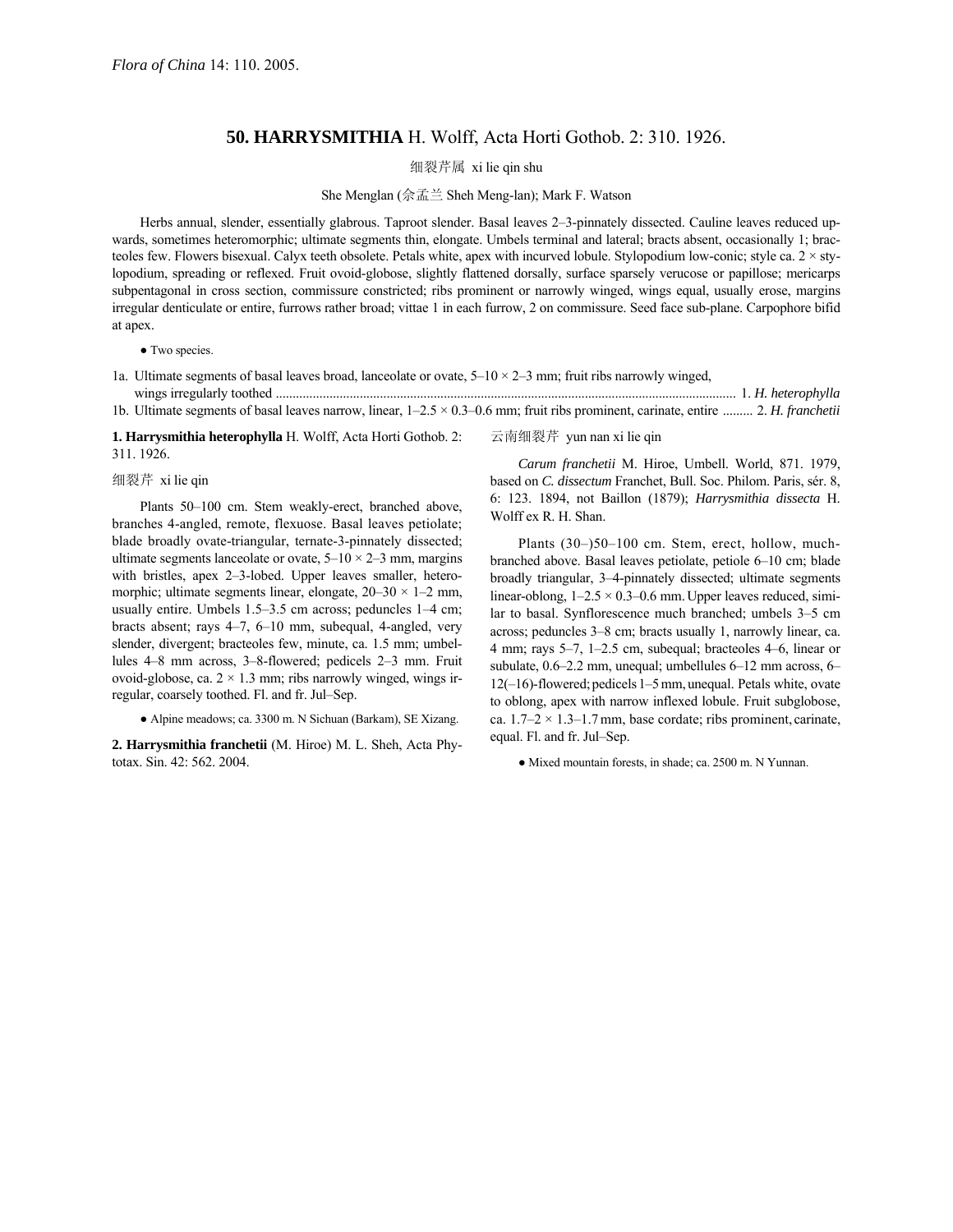*Flora of China* 14: 110. 2005.

## 50. HARRYSMITHIA H. Wolff, Acta Horti Gothob. 2: 310. 1926.

细裂芹属 xi lie qin shu

She Menglan (佘孟兰 Sheh Meng-lan); Mark F. Watson

Herbs annual, slender, essentially glabrous. Taproot slender. Basal leaves 2–3-pinnately dissected. Cauline leaves reduced upwards, sometimes heteromorphic; ultimate segments thin, elongate. Umbels terminal and lateral; bracts absent, occasionally 1; bracteoles few. Flowers bisexual. Calyx teeth obsolete. Petals white, apex with incurved lobule. Stylopodium low-conic; style ca. 2 × stylopodium, spreading or reflexed. Fruit ovoid-globose, slightly flattened dorsally, surface sparsely verucose or papillose; mericarps subpentagonal in cross section, commissure constricted; ribs prominent or narrowly winged, wings equal, usually erose, margins irregular denticulate or entire, furrows rather broad; vittae 1 in each furrow, 2 on commissure. Seed face sub-plane. Carpophore bifid at apex.

● Two species.

1a. Ultimate segments of basal leaves broad, lanceolate or ovate, 5–10 × 2–3 mm; fruit ribs narrowly winged, wings irregularly toothed ........................................................................................................................ 1. *H. heterophylla*
1b. Ultimate segments of basal leaves narrow, linear, 1–2.5 × 0.3–0.6 mm; fruit ribs prominent, carinate, entire ......... 2. *H. franchetii*

**1. Harrysmithia heterophylla** H. Wolff, Acta Horti Gothob. 2: 311. 1926.

细裂芹 xi lie qin

Plants 50–100 cm. Stem weakly-erect, branched above, branches 4-angled, remote, flexuose. Basal leaves petiolate; blade broadly ovate-triangular, ternate-3-pinnately dissected; ultimate segments lanceolate or ovate, 5–10 × 2–3 mm, margins with bristles, apex 2–3-lobed. Upper leaves smaller, heteromorphic; ultimate segments linear, elongate, 20–30 × 1–2 mm, usually entire. Umbels 1.5–3.5 cm across; peduncles 1–4 cm; bracts absent; rays 4–7, 6–10 mm, subequal, 4-angled, very slender, divergent; bracteoles few, minute, ca. 1.5 mm; umbellules 4–8 mm across, 3–8-flowered; pedicels 2–3 mm. Fruit ovoid-globose, ca. 2 × 1.3 mm; ribs narrowly winged, wings irregular, coarsely toothed. Fl. and fr. Jul–Sep.

● Alpine meadows; ca. 3300 m. N Sichuan (Barkam), SE Xizang.

**2. Harrysmithia franchetii** (M. Hiroe) M. L. Sheh, Acta Phytotax. Sin. 42: 562. 2004.

云南细裂芹 yun nan xi lie qin

*Carum franchetii* M. Hiroe, Umbell. World, 871. 1979, based on *C. dissectum* Franchet, Bull. Soc. Philom. Paris, sér. 8, 6: 123. 1894, not Baillon (1879); *Harrysmithia dissecta* H. Wolff ex R. H. Shan.

Plants (30–)50–100 cm. Stem, erect, hollow, much-branched above. Basal leaves petiolate, petiole 6–10 cm; blade broadly triangular, 3–4-pinnately dissected; ultimate segments linear-oblong, 1–2.5 × 0.3–0.6 mm. Upper leaves reduced, similar to basal. Synflorescence much branched; umbels 3–5 cm across; peduncles 3–8 cm; bracts usually 1, narrowly linear, ca. 4 mm; rays 5–7, 1–2.5 cm, subequal; bracteoles 4–6, linear or subulate, 0.6–2.2 mm, unequal; umbellules 6–12 mm across, 6–12(–16)-flowered; pedicels 1–5 mm, unequal. Petals white, ovate to oblong, apex with narrow inflexed lobule. Fruit subglobose, ca. 1.7–2 × 1.3–1.7 mm, base cordate; ribs prominent, carinate, equal. Fl. and fr. Jul–Sep.

● Mixed mountain forests, in shade; ca. 2500 m. N Yunnan.